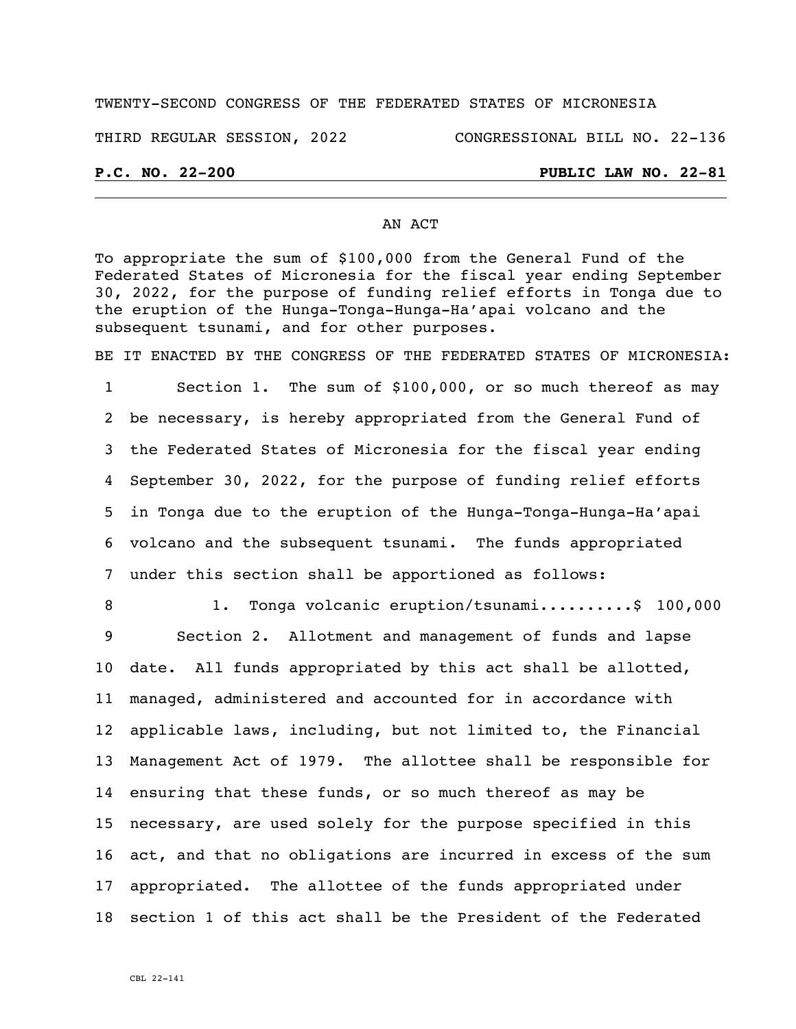TWENTY-SECOND CONGRESS OF THE FEDERATED STATES OF MICRONESIA

THIRD REGULAR SESSION, 2022 CONGRESSIONAL BILL NO. 22-136

**P.C. NO. 22-200** **PUBLIC LAW NO. 22-81**

AN ACT

To appropriate the sum of $100,000 from the General Fund of the Federated States of Micronesia for the fiscal year ending September 30, 2022, for the purpose of funding relief efforts in Tonga due to the eruption of the Hunga-Tonga-Hunga-Ha'apai volcano and the subsequent tsunami, and for other purposes.

BE IT ENACTED BY THE CONGRESS OF THE FEDERATED STATES OF MICRONESIA:

1 Section 1. The sum of $100,000, or so much thereof as may
2 be necessary, is hereby appropriated from the General Fund of
3 the Federated States of Micronesia for the fiscal year ending
4 September 30, 2022, for the purpose of funding relief efforts
5 in Tonga due to the eruption of the Hunga-Tonga-Hunga-Ha'apai
6 volcano and the subsequent tsunami. The funds appropriated
7 under this section shall be apportioned as follows:

8 1. Tonga volcanic eruption/tsunami..........$ 100,000

9 Section 2. Allotment and management of funds and lapse
10 date. All funds appropriated by this act shall be allotted,
11 managed, administered and accounted for in accordance with
12 applicable laws, including, but not limited to, the Financial
13 Management Act of 1979. The allottee shall be responsible for
14 ensuring that these funds, or so much thereof as may be
15 necessary, are used solely for the purpose specified in this
16 act, and that no obligations are incurred in excess of the sum
17 appropriated. The allottee of the funds appropriated under
18 section 1 of this act shall be the President of the Federated

CBL 22-141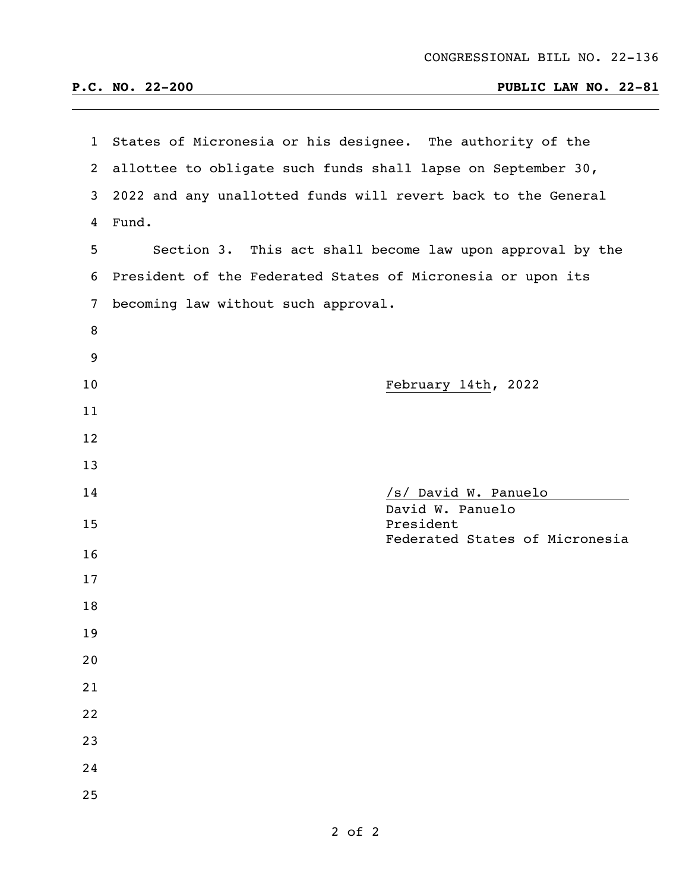CONGRESSIONAL BILL NO. 22-136

**P.C. NO. 22-200** **PUBLIC LAW NO. 22-81**

States of Micronesia or his designee. The authority of the allottee to obligate such funds shall lapse on September 30, 2022 and any unallotted funds will revert back to the General Fund.

Section 3. This act shall become law upon approval by the President of the Federated States of Micronesia or upon its becoming law without such approval.

February 14th, 2022

/s/ David W. Panuelo
David W. Panuelo
President
Federated States of Micronesia